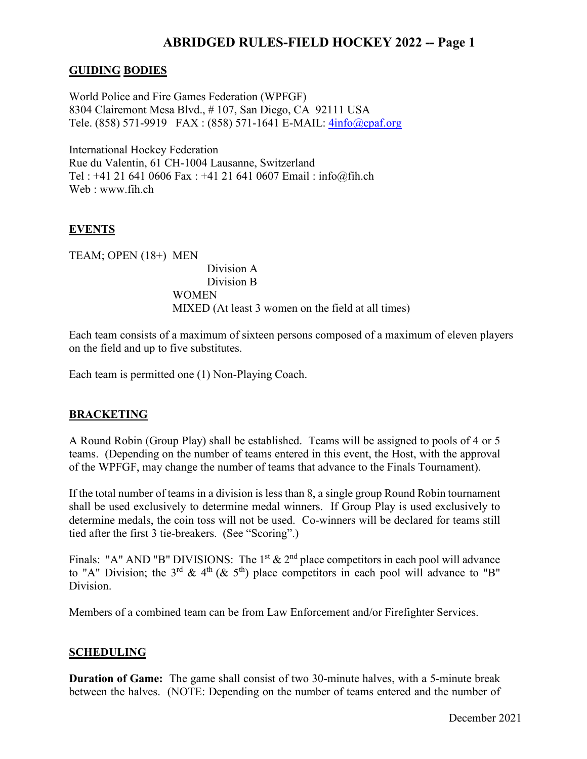# ABRIDGED RULES-FIELD HOCKEY 2022 -- Page 1

## GUIDING BODIES

World Police and Fire Games Federation (WPFGF)
8304 Clairemont Mesa Blvd., # 107, San Diego, CA 92111 USA
Tele. (858) 571-9919 FAX : (858) 571-1641 E-MAIL: 4info@cpaf.org

International Hockey Federation
Rue du Valentin, 61 CH-1004 Lausanne, Switzerland
Tel : +41 21 641 0606 Fax : +41 21 641 0607 Email : info@fih.ch
Web : www.fih.ch

## EVENTS

TEAM; OPEN (18+) MEN
- Division A
- Division B

WOMEN
MIXED (At least 3 women on the field at all times)

Each team consists of a maximum of sixteen persons composed of a maximum of eleven players on the field and up to five substitutes.

Each team is permitted one (1) Non-Playing Coach.

## BRACKETING

A Round Robin (Group Play) shall be established. Teams will be assigned to pools of 4 or 5 teams. (Depending on the number of teams entered in this event, the Host, with the approval of the WPFGF, may change the number of teams that advance to the Finals Tournament).

If the total number of teams in a division is less than 8, a single group Round Robin tournament shall be used exclusively to determine medal winners. If Group Play is used exclusively to determine medals, the coin toss will not be used. Co-winners will be declared for teams still tied after the first 3 tie-breakers. (See "Scoring".)

Finals: "A" AND "B" DIVISIONS: The 1st & 2nd place competitors in each pool will advance to "A" Division; the 3rd & 4th (& 5th) place competitors in each pool will advance to "B" Division.

Members of a combined team can be from Law Enforcement and/or Firefighter Services.

## SCHEDULING

**Duration of Game:** The game shall consist of two 30-minute halves, with a 5-minute break between the halves. (NOTE: Depending on the number of teams entered and the number of

December 2021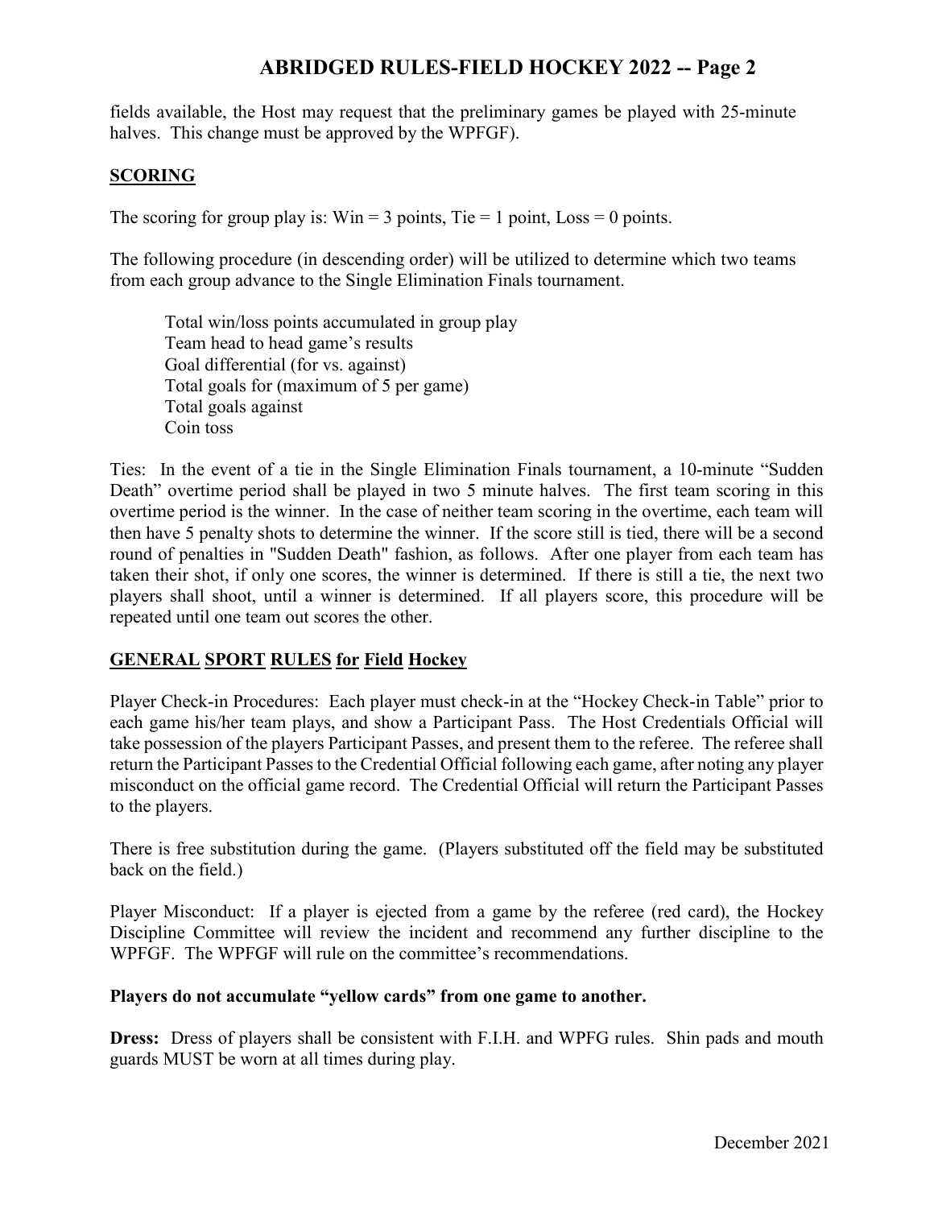fields available, the Host may request that the preliminary games be played with 25-minute halves. This change must be approved by the WPFGF).

## SCORING

The scoring for group play is: Win = 3 points, Tie = 1 point, Loss = 0 points.

The following procedure (in descending order) will be utilized to determine which two teams from each group advance to the Single Elimination Finals tournament.

Total win/loss points accumulated in group play
Team head to head game's results
Goal differential (for vs. against)
Total goals for (maximum of 5 per game)
Total goals against
Coin toss

Ties: In the event of a tie in the Single Elimination Finals tournament, a 10-minute "Sudden Death" overtime period shall be played in two 5 minute halves. The first team scoring in this overtime period is the winner. In the case of neither team scoring in the overtime, each team will then have 5 penalty shots to determine the winner. If the score still is tied, there will be a second round of penalties in "Sudden Death" fashion, as follows. After one player from each team has taken their shot, if only one scores, the winner is determined. If there is still a tie, the next two players shall shoot, until a winner is determined. If all players score, this procedure will be repeated until one team out scores the other.

## GENERAL SPORT RULES for Field Hockey

Player Check-in Procedures: Each player must check-in at the "Hockey Check-in Table" prior to each game his/her team plays, and show a Participant Pass. The Host Credentials Official will take possession of the players Participant Passes, and present them to the referee. The referee shall return the Participant Passes to the Credential Official following each game, after noting any player misconduct on the official game record. The Credential Official will return the Participant Passes to the players.

There is free substitution during the game. (Players substituted off the field may be substituted back on the field.)

Player Misconduct: If a player is ejected from a game by the referee (red card), the Hockey Discipline Committee will review the incident and recommend any further discipline to the WPFGF. The WPFGF will rule on the committee's recommendations.

**Players do not accumulate "yellow cards" from one game to another.**

**Dress:** Dress of players shall be consistent with F.I.H. and WPFG rules. Shin pads and mouth guards MUST be worn at all times during play.

December 2021